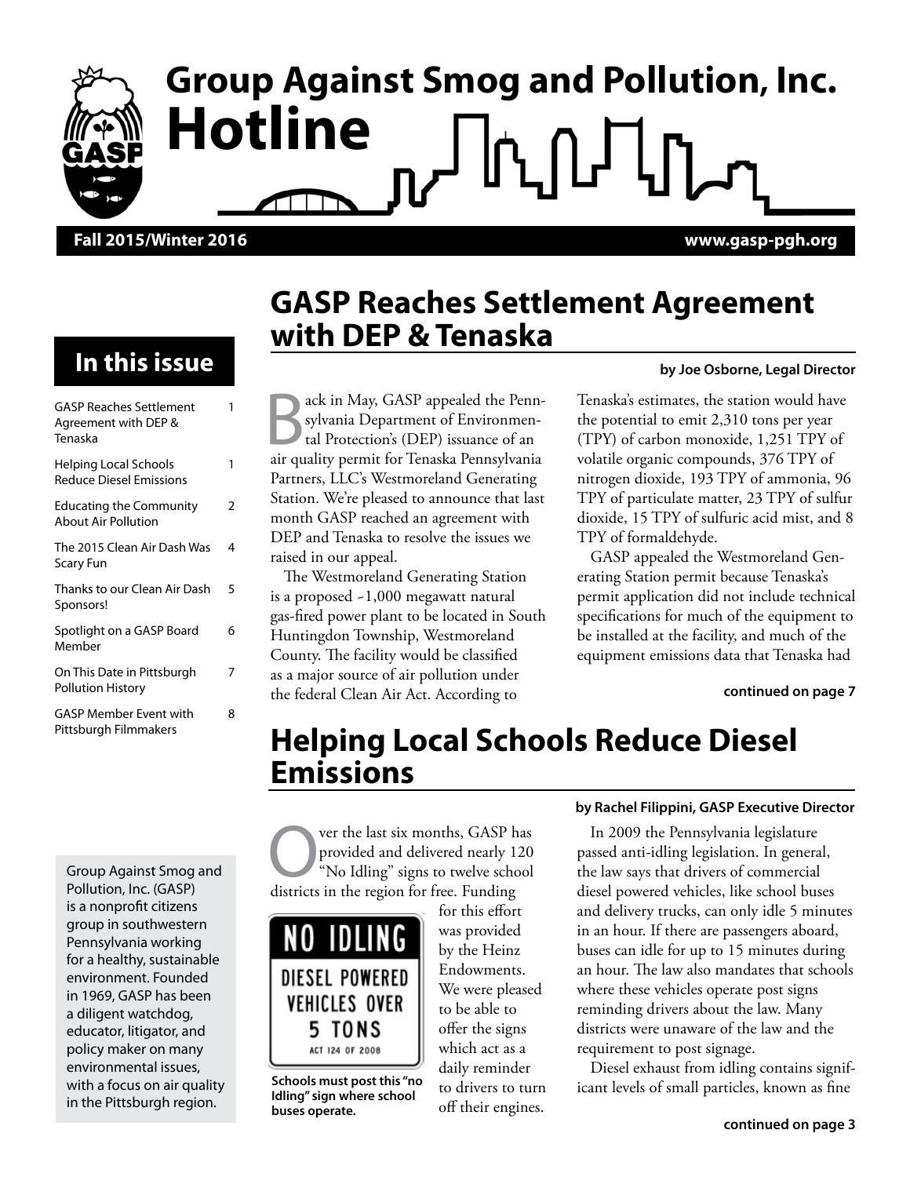# Group Against Smog and Pollution, Inc.
# Hotline

**Fall 2015/Winter 2016** **www.gasp-pgh.org**

## In this issue

| | |
|---|---|
| GASP Reaches Settlement Agreement with DEP & Tenaska | 1 |
| Helping Local Schools Reduce Diesel Emissions | 1 |
| Educating the Community About Air Pollution | 2 |
| The 2015 Clean Air Dash Was Scary Fun | 4 |
| Thanks to our Clean Air Dash Sponsors! | 5 |
| Spotlight on a GASP Board Member | 6 |
| On This Date in Pittsburgh Pollution History | 7 |
| GASP Member Event with Pittsburgh Filmmakers | 8 |

Group Against Smog and Pollution, Inc. (GASP) is a nonprofit citizens group in southwestern Pennsylvania working for a healthy, sustainable environment. Founded in 1969, GASP has been a diligent watchdog, educator, litigator, and policy maker on many environmental issues, with a focus on air quality in the Pittsburgh region.

## GASP Reaches Settlement Agreement with DEP & Tenaska

**by Joe Osborne, Legal Director**

Back in May, GASP appealed the Pennsylvania Department of Environmental Protection's (DEP) issuance of an air quality permit for Tenaska Pennsylvania Partners, LLC's Westmoreland Generating Station. We're pleased to announce that last month GASP reached an agreement with DEP and Tenaska to resolve the issues we raised in our appeal.

The Westmoreland Generating Station is a proposed ~1,000 megawatt natural gas-fired power plant to be located in South Huntingdon Township, Westmoreland County. The facility would be classified as a major source of air pollution under the federal Clean Air Act. According to Tenaska's estimates, the station would have the potential to emit 2,310 tons per year (TPY) of carbon monoxide, 1,251 TPY of volatile organic compounds, 376 TPY of nitrogen dioxide, 193 TPY of ammonia, 96 TPY of particulate matter, 23 TPY of sulfur dioxide, 15 TPY of sulfuric acid mist, and 8 TPY of formaldehyde.

GASP appealed the Westmoreland Generating Station permit because Tenaska's permit application did not include technical specifications for much of the equipment to be installed at the facility, and much of the equipment emissions data that Tenaska had

**continued on page 7**

## Helping Local Schools Reduce Diesel Emissions

**by Rachel Filippini, GASP Executive Director**

Over the last six months, GASP has provided and delivered nearly 120 "No Idling" signs to twelve school districts in the region for free. Funding for this effort was provided by the Heinz Endowments. We were pleased to be able to offer the signs which act as a daily reminder to drivers to turn off their engines.

NO IDLING
DIESEL POWERED VEHICLES OVER 5 TONS
ACT 124 OF 2008

**Schools must post this "no Idling" sign where school buses operate.**

In 2009 the Pennsylvania legislature passed anti-idling legislation. In general, the law says that drivers of commercial diesel powered vehicles, like school buses and delivery trucks, can only idle 5 minutes in an hour. If there are passengers aboard, buses can idle for up to 15 minutes during an hour. The law also mandates that schools where these vehicles operate post signs reminding drivers about the law. Many districts were unaware of the law and the requirement to post signage.

Diesel exhaust from idling contains significant levels of small particles, known as fine

**continued on page 3**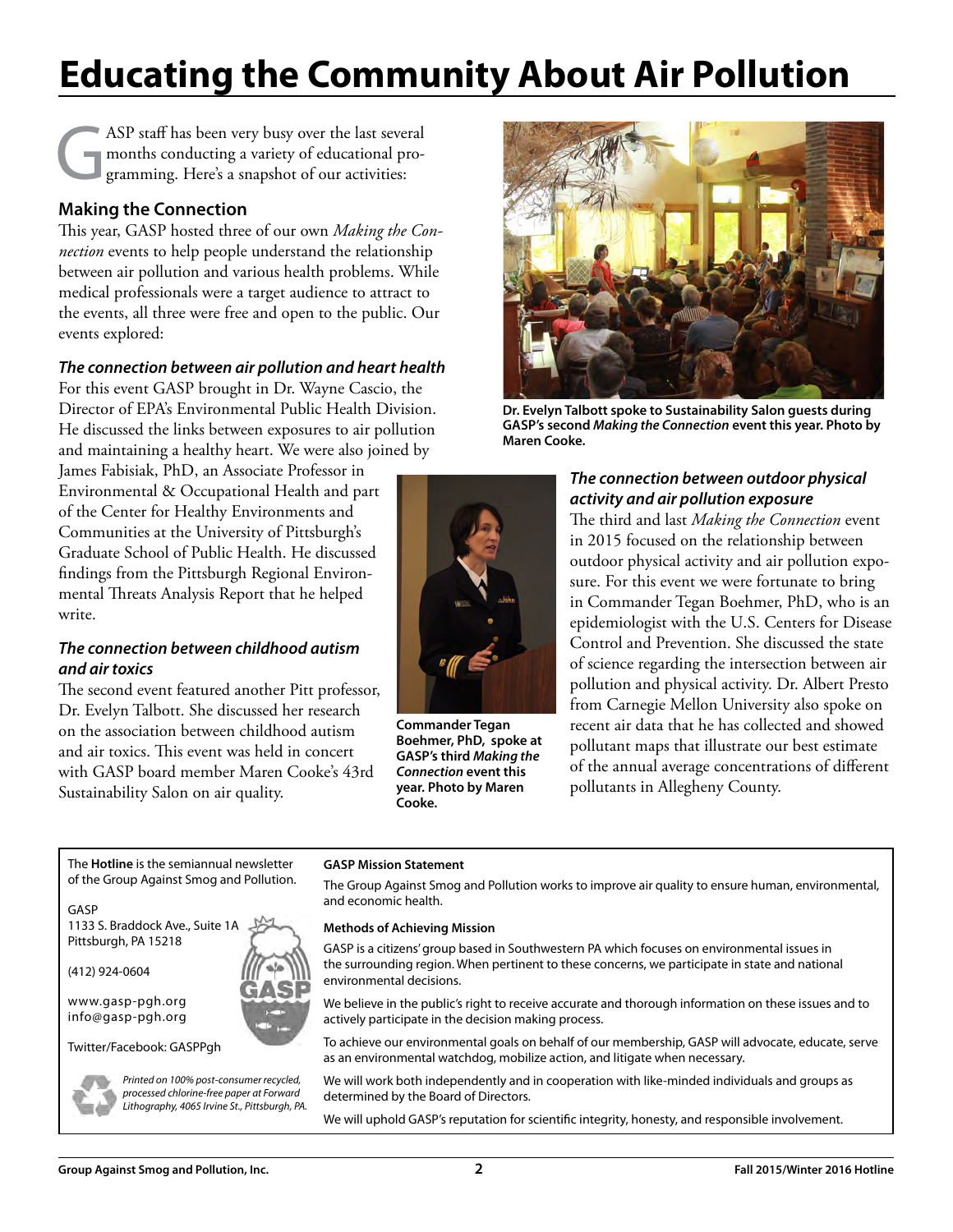# Educating the Community About Air Pollution

GASP staff has been very busy over the last several months conducting a variety of educational programming. Here's a snapshot of our activities:

## Making the Connection

This year, GASP hosted three of our own *Making the Connection* events to help people understand the relationship between air pollution and various health problems. While medical professionals were a target audience to attract to the events, all three were free and open to the public. Our events explored:

### *The connection between air pollution and heart health*

For this event GASP brought in Dr. Wayne Cascio, the Director of EPA's Environmental Public Health Division. He discussed the links between exposures to air pollution and maintaining a healthy heart. We were also joined by James Fabisiak, PhD, an Associate Professor in Environmental & Occupational Health and part of the Center for Healthy Environments and Communities at the University of Pittsburgh's Graduate School of Public Health. He discussed findings from the Pittsburgh Regional Environmental Threats Analysis Report that he helped write.

### *The connection between childhood autism and air toxics*

The second event featured another Pitt professor, Dr. Evelyn Talbott. She discussed her research on the association between childhood autism and air toxics. This event was held in concert with GASP board member Maren Cooke's 43rd Sustainability Salon on air quality.

**Dr. Evelyn Talbott spoke to Sustainability Salon guests during GASP's second *Making the Connection* event this year. Photo by Maren Cooke.**

**Commander Tegan Boehmer, PhD, spoke at GASP's third *Making the Connection* event this year. Photo by Maren Cooke.**

### *The connection between outdoor physical activity and air pollution exposure*

The third and last *Making the Connection* event in 2015 focused on the relationship between outdoor physical activity and air pollution exposure. For this event we were fortunate to bring in Commander Tegan Boehmer, PhD, who is an epidemiologist with the U.S. Centers for Disease Control and Prevention. She discussed the state of science regarding the intersection between air pollution and physical activity. Dr. Albert Presto from Carnegie Mellon University also spoke on recent air data that he has collected and showed pollutant maps that illustrate our best estimate of the annual average concentrations of different pollutants in Allegheny County.

---

The **Hotline** is the semiannual newsletter of the Group Against Smog and Pollution.

GASP
1133 S. Braddock Ave., Suite 1A
Pittsburgh, PA 15218

(412) 924-0604

www.gasp-pgh.org
info@gasp-pgh.org

Twitter/Facebook: GASPPgh

*Printed on 100% post-consumer recycled, processed chlorine-free paper at Forward Lithography, 4065 Irvine St., Pittsburgh, PA.*

**GASP Mission Statement**

The Group Against Smog and Pollution works to improve air quality to ensure human, environmental, and economic health.

**Methods of Achieving Mission**

GASP is a citizens' group based in Southwestern PA which focuses on environmental issues in the surrounding region. When pertinent to these concerns, we participate in state and national environmental decisions.

We believe in the public's right to receive accurate and thorough information on these issues and to actively participate in the decision making process.

To achieve our environmental goals on behalf of our membership, GASP will advocate, educate, serve as an environmental watchdog, mobilize action, and litigate when necessary.

We will work both independently and in cooperation with like-minded individuals and groups as determined by the Board of Directors.

We will uphold GASP's reputation for scientific integrity, honesty, and responsible involvement.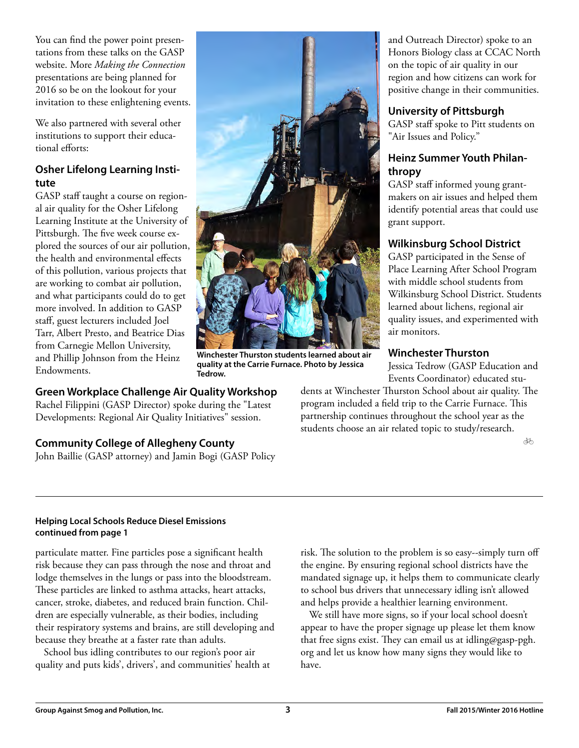You can find the power point presentations from these talks on the GASP website. More *Making the Connection* presentations are being planned for 2016 so be on the lookout for your invitation to these enlightening events.

We also partnered with several other institutions to support their educational efforts:

### Osher Lifelong Learning Institute

GASP staff taught a course on regional air quality for the Osher Lifelong Learning Institute at the University of Pittsburgh. The five week course explored the sources of our air pollution, the health and environmental effects of this pollution, various projects that are working to combat air pollution, and what participants could do to get more involved. In addition to GASP staff, guest lecturers included Joel Tarr, Albert Presto, and Beatrice Dias from Carnegie Mellon University, and Phillip Johnson from the Heinz Endowments.

**Winchester Thurston students learned about air quality at the Carrie Furnace. Photo by Jessica Tedrow.**

### Green Workplace Challenge Air Quality Workshop

Rachel Filippini (GASP Director) spoke during the "Latest Developments: Regional Air Quality Initiatives" session.

### Community College of Allegheny County

John Baillie (GASP attorney) and Jamin Bogi (GASP Policy and Outreach Director) spoke to an Honors Biology class at CCAC North on the topic of air quality in our region and how citizens can work for positive change in their communities.

### University of Pittsburgh

GASP staff spoke to Pitt students on "Air Issues and Policy."

### Heinz Summer Youth Philanthropy

GASP staff informed young grantmakers on air issues and helped them identify potential areas that could use grant support.

### Wilkinsburg School District

GASP participated in the Sense of Place Learning After School Program with middle school students from Wilkinsburg School District. Students learned about lichens, regional air quality issues, and experimented with air monitors.

### Winchester Thurston

Jessica Tedrow (GASP Education and Events Coordinator) educated students at Winchester Thurston School about air quality. The program included a field trip to the Carrie Furnace. This partnership continues throughout the school year as the students choose an air related topic to study/research.

---

**Helping Local Schools Reduce Diesel Emissions continued from page 1**

particulate matter. Fine particles pose a significant health risk because they can pass through the nose and throat and lodge themselves in the lungs or pass into the bloodstream. These particles are linked to asthma attacks, heart attacks, cancer, stroke, diabetes, and reduced brain function. Children are especially vulnerable, as their bodies, including their respiratory systems and brains, are still developing and because they breathe at a faster rate than adults.

School bus idling contributes to our region's poor air quality and puts kids', drivers', and communities' health at risk. The solution to the problem is so easy--simply turn off the engine. By ensuring regional school districts have the mandated signage up, it helps them to communicate clearly to school bus drivers that unnecessary idling isn't allowed and helps provide a healthier learning environment.

We still have more signs, so if your local school doesn't appear to have the proper signage up please let them know that free signs exist. They can email us at idling@gasp-pgh.org and let us know how many signs they would like to have.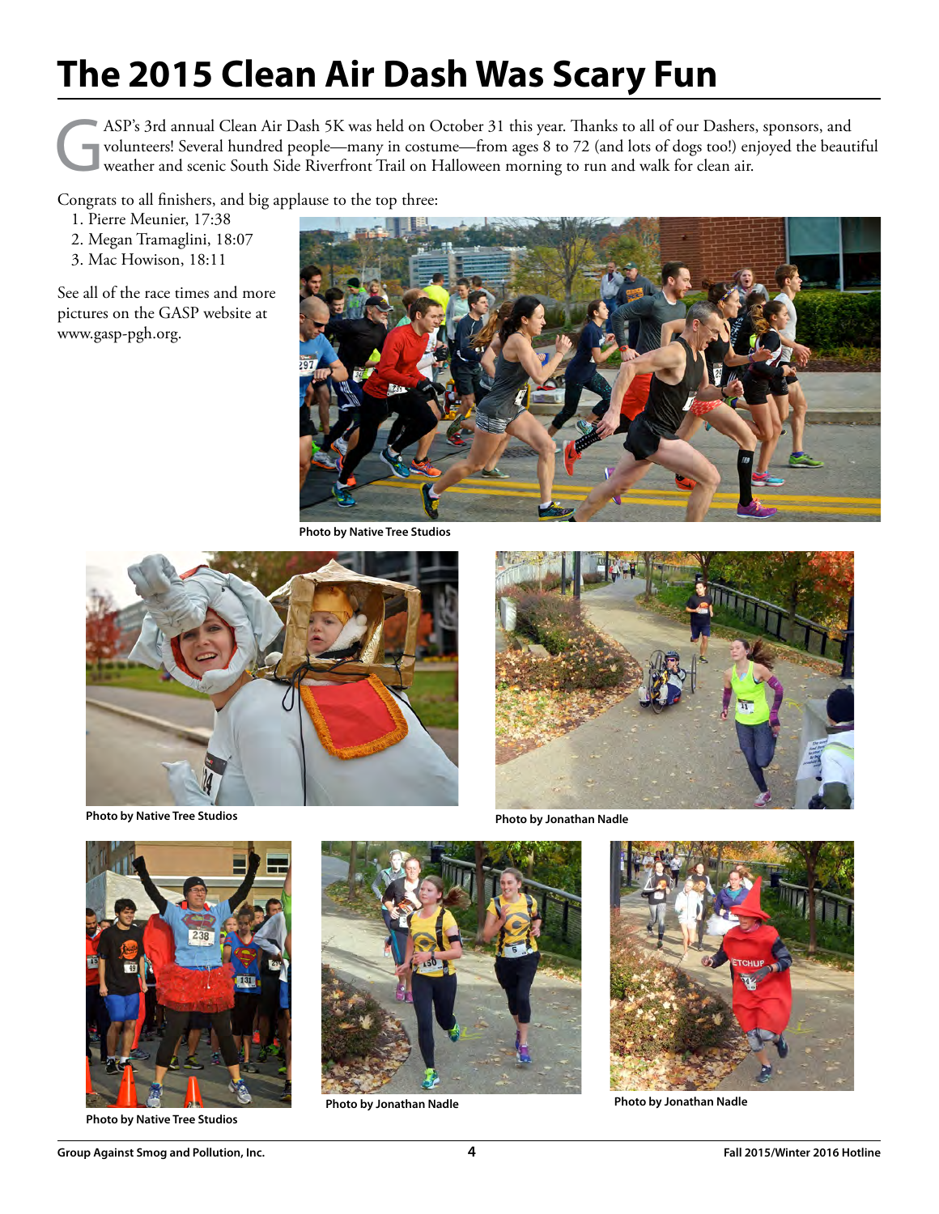# The 2015 Clean Air Dash Was Scary Fun

GASP's 3rd annual Clean Air Dash 5K was held on October 31 this year. Thanks to all of our Dashers, sponsors, and volunteers! Several hundred people—many in costume—from ages 8 to 72 (and lots of dogs too!) enjoyed the beautiful weather and scenic South Side Riverfront Trail on Halloween morning to run and walk for clean air.

Congrats to all finishers, and big applause to the top three:

1. Pierre Meunier, 17:38
2. Megan Tramaglini, 18:07
3. Mac Howison, 18:11

See all of the race times and more pictures on the GASP website at www.gasp-pgh.org.

**Photo by Native Tree Studios**

**Photo by Native Tree Studios**

**Photo by Jonathan Nadle**

**Photo by Native Tree Studios**

**Photo by Jonathan Nadle**

**Photo by Jonathan Nadle**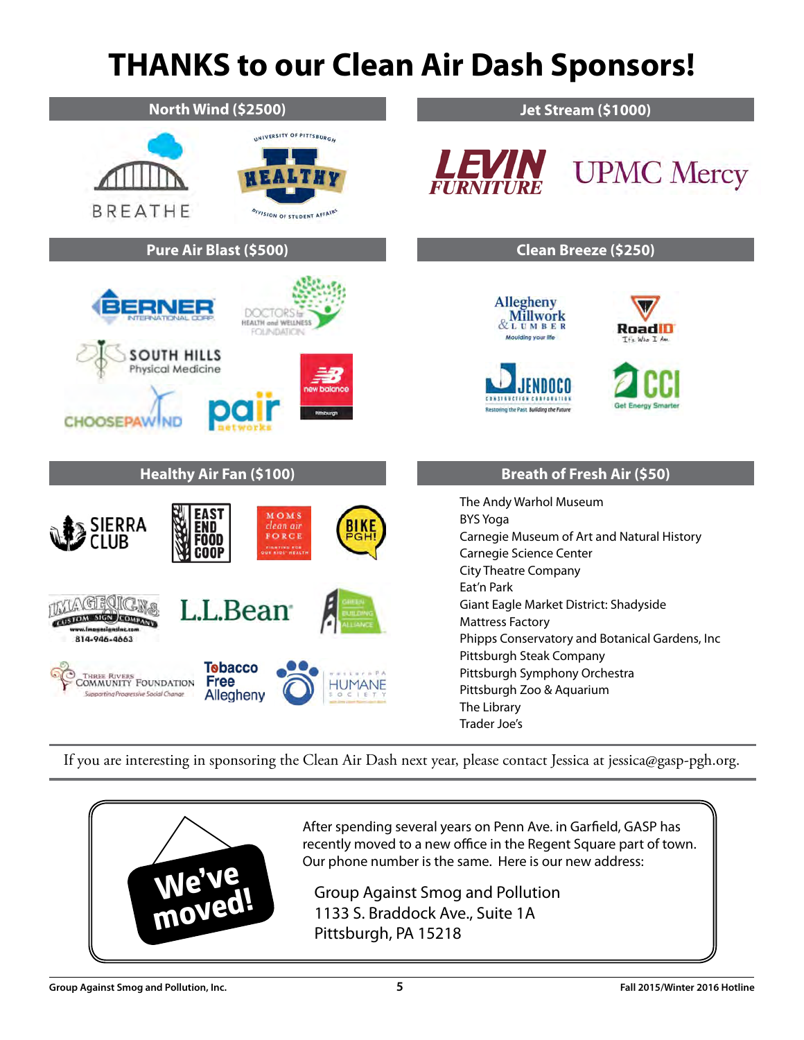# THANKS to our Clean Air Dash Sponsors!

## North Wind ($2500)

## Jet Stream ($1000)

## Pure Air Blast ($500)

## Clean Breeze ($250)

## Healthy Air Fan ($100)

## Breath of Fresh Air ($50)

The Andy Warhol Museum
BYS Yoga
Carnegie Museum of Art and Natural History
Carnegie Science Center
City Theatre Company
Eat'n Park
Giant Eagle Market District: Shadyside
Mattress Factory
Phipps Conservatory and Botanical Gardens, Inc
Pittsburgh Steak Company
Pittsburgh Symphony Orchestra
Pittsburgh Zoo & Aquarium
The Library
Trader Joe's

---

If you are interesting in sponsoring the Clean Air Dash next year, please contact Jessica at jessica@gasp-pgh.org.

---

**We've moved!**

After spending several years on Penn Ave. in Garfield, GASP has recently moved to a new office in the Regent Square part of town. Our phone number is the same. Here is our new address:

Group Against Smog and Pollution
1133 S. Braddock Ave., Suite 1A
Pittsburgh, PA 15218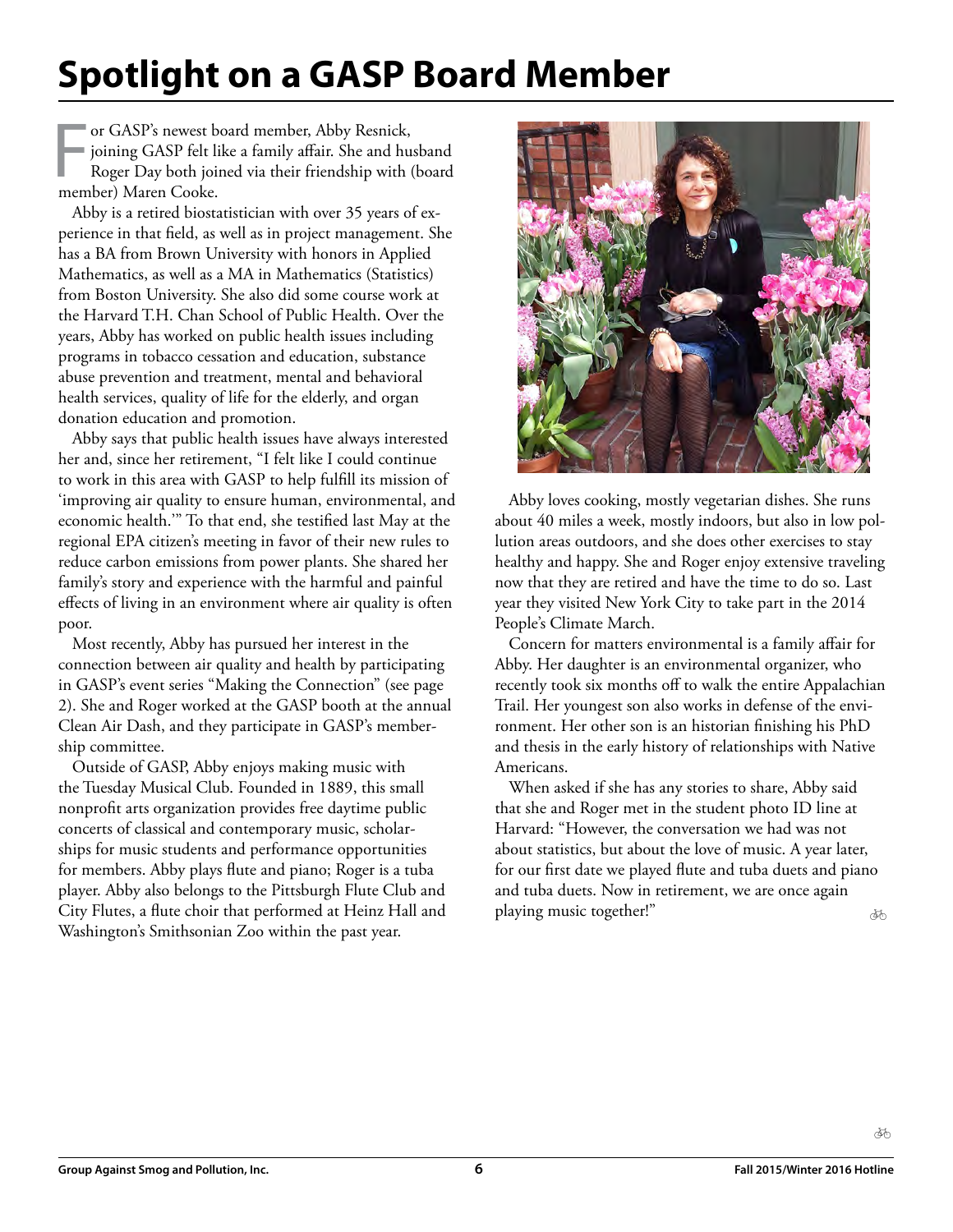# Spotlight on a GASP Board Member

For GASP's newest board member, Abby Resnick, joining GASP felt like a family affair. She and husband Roger Day both joined via their friendship with (board member) Maren Cooke.

Abby is a retired biostatistician with over 35 years of experience in that field, as well as in project management. She has a BA from Brown University with honors in Applied Mathematics, as well as a MA in Mathematics (Statistics) from Boston University. She also did some course work at the Harvard T.H. Chan School of Public Health. Over the years, Abby has worked on public health issues including programs in tobacco cessation and education, substance abuse prevention and treatment, mental and behavioral health services, quality of life for the elderly, and organ donation education and promotion.

Abby says that public health issues have always interested her and, since her retirement, "I felt like I could continue to work in this area with GASP to help fulfill its mission of 'improving air quality to ensure human, environmental, and economic health.'" To that end, she testified last May at the regional EPA citizen's meeting in favor of their new rules to reduce carbon emissions from power plants. She shared her family's story and experience with the harmful and painful effects of living in an environment where air quality is often poor.

Most recently, Abby has pursued her interest in the connection between air quality and health by participating in GASP's event series "Making the Connection" (see page 2). She and Roger worked at the GASP booth at the annual Clean Air Dash, and they participate in GASP's membership committee.

Outside of GASP, Abby enjoys making music with the Tuesday Musical Club. Founded in 1889, this small nonprofit arts organization provides free daytime public concerts of classical and contemporary music, scholarships for music students and performance opportunities for members. Abby plays flute and piano; Roger is a tuba player. Abby also belongs to the Pittsburgh Flute Club and City Flutes, a flute choir that performed at Heinz Hall and Washington's Smithsonian Zoo within the past year.

Abby loves cooking, mostly vegetarian dishes. She runs about 40 miles a week, mostly indoors, but also in low pollution areas outdoors, and she does other exercises to stay healthy and happy. She and Roger enjoy extensive traveling now that they are retired and have the time to do so. Last year they visited New York City to take part in the 2014 People's Climate March.

Concern for matters environmental is a family affair for Abby. Her daughter is an environmental organizer, who recently took six months off to walk the entire Appalachian Trail. Her youngest son also works in defense of the environment. Her other son is an historian finishing his PhD and thesis in the early history of relationships with Native Americans.

When asked if she has any stories to share, Abby said that she and Roger met in the student photo ID line at Harvard: "However, the conversation we had was not about statistics, but about the love of music. A year later, for our first date we played flute and tuba duets and piano and tuba duets. Now in retirement, we are once again playing music together!"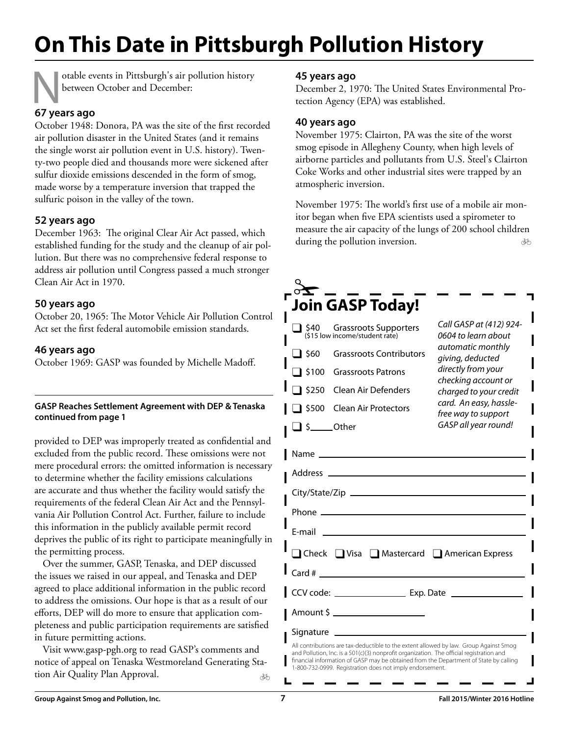# On This Date in Pittsburgh Pollution History

Notable events in Pittsburgh's air pollution history between October and December:

### 67 years ago

October 1948: Donora, PA was the site of the first recorded air pollution disaster in the United States (and it remains the single worst air pollution event in U.S. history). Twenty-two people died and thousands more were sickened after sulfur dioxide emissions descended in the form of smog, made worse by a temperature inversion that trapped the sulfuric poison in the valley of the town.

### 52 years ago

December 1963: The original Clear Air Act passed, which established funding for the study and the cleanup of air pollution. But there was no comprehensive federal response to address air pollution until Congress passed a much stronger Clean Air Act in 1970.

### 50 years ago

October 20, 1965: The Motor Vehicle Air Pollution Control Act set the first federal automobile emission standards.

### 46 years ago

October 1969: GASP was founded by Michelle Madoff.

### 45 years ago

December 2, 1970: The United States Environmental Protection Agency (EPA) was established.

### 40 years ago

November 1975: Clairton, PA was the site of the worst smog episode in Allegheny County, when high levels of airborne particles and pollutants from U.S. Steel's Clairton Coke Works and other industrial sites were trapped by an atmospheric inversion.

November 1975: The world's first use of a mobile air monitor began when five EPA scientists used a spirometer to measure the air capacity of the lungs of 200 school children during the pollution inversion.

---

**GASP Reaches Settlement Agreement with DEP & Tenaska continued from page 1**

provided to DEP was improperly treated as confidential and excluded from the public record. These omissions were not mere procedural errors: the omitted information is necessary to determine whether the facility emissions calculations are accurate and thus whether the facility would satisfy the requirements of the federal Clean Air Act and the Pennsylvania Air Pollution Control Act. Further, failure to include this information in the publicly available permit record deprives the public of its right to participate meaningfully in the permitting process.

Over the summer, GASP, Tenaska, and DEP discussed the issues we raised in our appeal, and Tenaska and DEP agreed to place additional information in the public record to address the omissions. Our hope is that as a result of our efforts, DEP will do more to ensure that application completeness and public participation requirements are satisfied in future permitting actions.

Visit www.gasp-pgh.org to read GASP's comments and notice of appeal on Tenaska Westmoreland Generating Station Air Quality Plan Approval.

---

## Join GASP Today!

- ❑ $40 Grassroots Supporters ($15 low income/student rate)
- ❑ $60 Grassroots Contributors
- ❑ $100 Grassroots Patrons
- ❑ $250 Clean Air Defenders
- ❑ $500 Clean Air Protectors
- ❑ $_____ Other

*Call GASP at (412) 924-0604 to learn about automatic monthly giving, deducted directly from your checking account or charged to your credit card. An easy, hassle-free way to support GASP all year round!*

Name ______________________________

Address ______________________________

City/State/Zip ______________________________

Phone ______________________________

E-mail ______________________________

❑ Check ❑ Visa ❑ Mastercard ❑ American Express

Card # ______________________________

CCV code: ______________ Exp. Date ______________

Amount $ ______________

Signature ______________________________

All contributions are tax-deductible to the extent allowed by law. Group Against Smog and Pollution, Inc. is a 501(c)(3) nonprofit organization. The official registration and financial information of GASP may be obtained from the Department of State by calling 1-800-732-0999. Registration does not imply endorsement.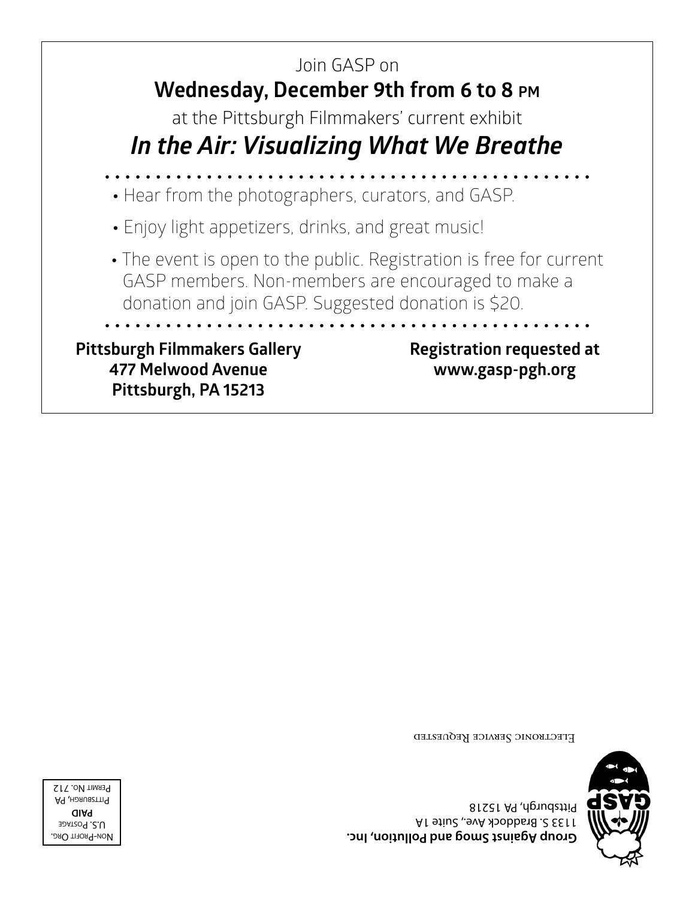Join GASP on

**Wednesday, December 9th from 6 to 8 PM**

at the Pittsburgh Filmmakers' current exhibit

***In the Air: Visualizing What We Breathe***

- Hear from the photographers, curators, and GASP.
- Enjoy light appetizers, drinks, and great music!
- The event is open to the public. Registration is free for current GASP members. Non-members are encouraged to make a donation and join GASP. Suggested donation is $20.

**Pittsburgh Filmmakers Gallery**
**477 Melwood Avenue**
**Pittsburgh, PA 15213**

**Registration requested at**
**www.gasp-pgh.org**

Electronic Service Requested

**Group Against Smog and Pollution, Inc.**
1133 S. Braddock Ave., Suite 1A
Pittsburgh, PA 15218

Non-Profit Org.
U.S. Postage
**PAID**
Pittsburgh, PA
Permit No. 712